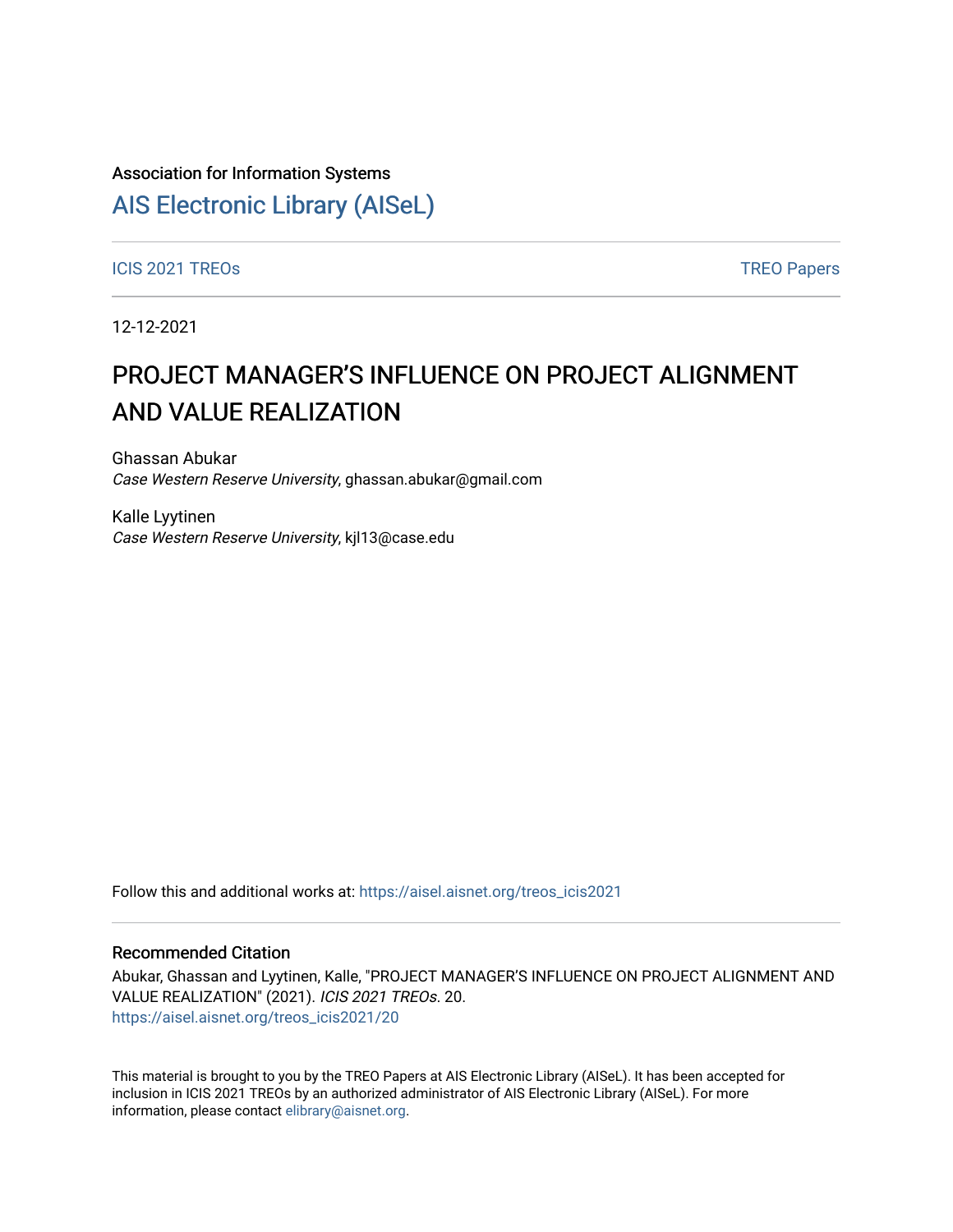Association for Information Systems

# AIS Electronic Library (AISeL)

ICIS 2021 TREOs | TREO Papers

12-12-2021

# PROJECT MANAGER’S INFLUENCE ON PROJECT ALIGNMENT AND VALUE REALIZATION

Ghassan Abukar
*Case Western Reserve University*, ghassan.abukar@gmail.com

Kalle Lyytinen
*Case Western Reserve University*, kjl13@case.edu

Follow this and additional works at: https://aisel.aisnet.org/treos_icis2021

## Recommended Citation

Abukar, Ghassan and Lyytinen, Kalle, "PROJECT MANAGER’S INFLUENCE ON PROJECT ALIGNMENT AND VALUE REALIZATION" (2021). *ICIS 2021 TREOs*. 20.
https://aisel.aisnet.org/treos_icis2021/20

This material is brought to you by the TREO Papers at AIS Electronic Library (AISeL). It has been accepted for inclusion in ICIS 2021 TREOs by an authorized administrator of AIS Electronic Library (AISeL). For more information, please contact elibrary@aisnet.org.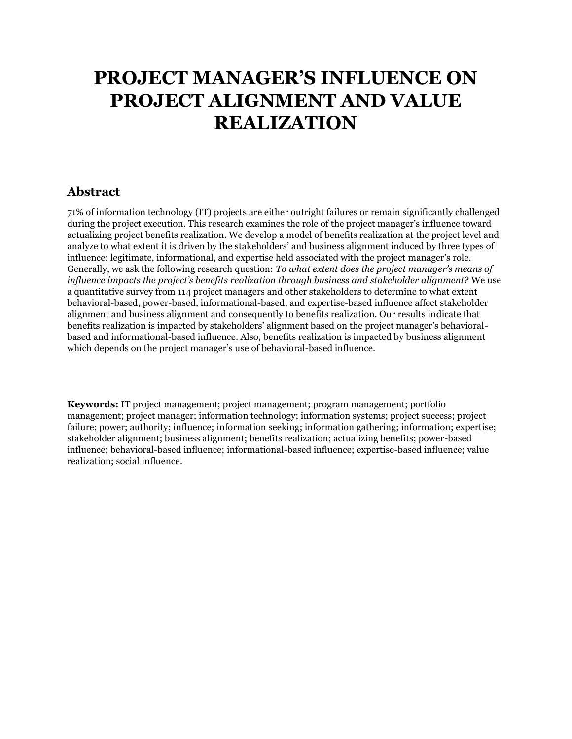# PROJECT MANAGER'S INFLUENCE ON PROJECT ALIGNMENT AND VALUE REALIZATION

## Abstract

71% of information technology (IT) projects are either outright failures or remain significantly challenged during the project execution. This research examines the role of the project manager's influence toward actualizing project benefits realization. We develop a model of benefits realization at the project level and analyze to what extent it is driven by the stakeholders' and business alignment induced by three types of influence: legitimate, informational, and expertise held associated with the project manager's role. Generally, we ask the following research question: *To what extent does the project manager's means of influence impacts the project's benefits realization through business and stakeholder alignment?* We use a quantitative survey from 114 project managers and other stakeholders to determine to what extent behavioral-based, power-based, informational-based, and expertise-based influence affect stakeholder alignment and business alignment and consequently to benefits realization. Our results indicate that benefits realization is impacted by stakeholders' alignment based on the project manager's behavioral-based and informational-based influence. Also, benefits realization is impacted by business alignment which depends on the project manager's use of behavioral-based influence.

**Keywords:** IT project management; project management; program management; portfolio management; project manager; information technology; information systems; project success; project failure; power; authority; influence; information seeking; information gathering; information; expertise; stakeholder alignment; business alignment; benefits realization; actualizing benefits; power-based influence; behavioral-based influence; informational-based influence; expertise-based influence; value realization; social influence.